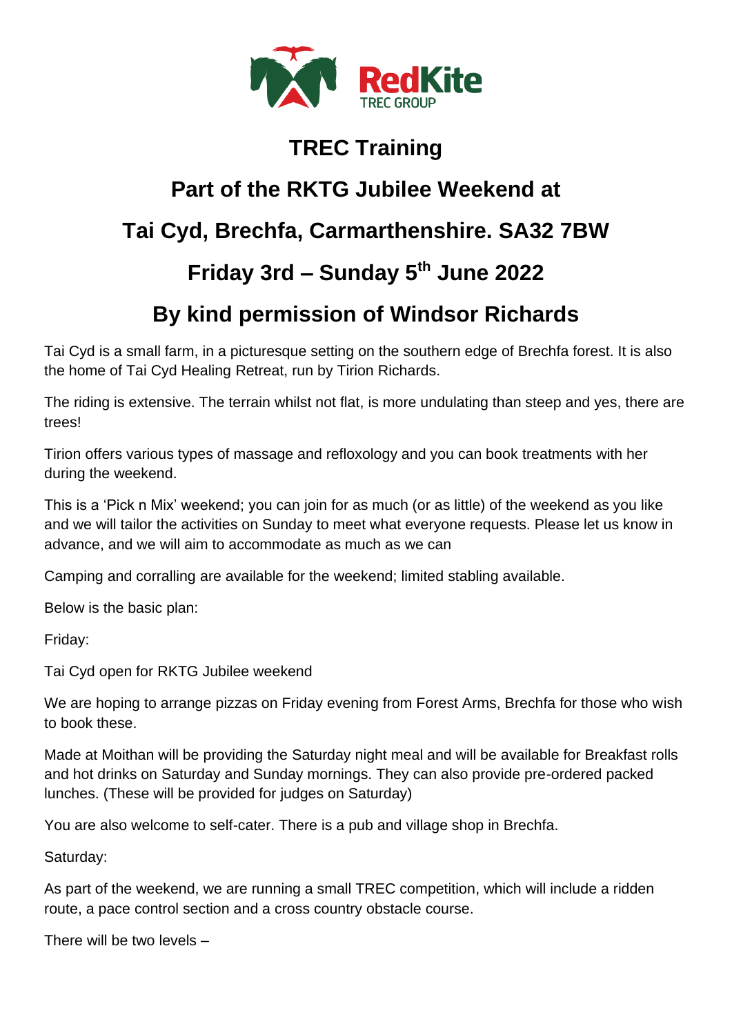RedKite
TREC GROUP

# TREC Training

# Part of the RKTG Jubilee Weekend at

# Tai Cyd, Brechfa, Carmarthenshire. SA32 7BW

# Friday 3rd – Sunday 5th June 2022

# By kind permission of Windsor Richards

Tai Cyd is a small farm, in a picturesque setting on the southern edge of Brechfa forest. It is also the home of Tai Cyd Healing Retreat, run by Tirion Richards.

The riding is extensive. The terrain whilst not flat, is more undulating than steep and yes, there are trees!

Tirion offers various types of massage and refloxology and you can book treatments with her during the weekend.

This is a 'Pick n Mix' weekend; you can join for as much (or as little) of the weekend as you like and we will tailor the activities on Sunday to meet what everyone requests. Please let us know in advance, and we will aim to accommodate as much as we can

Camping and corralling are available for the weekend; limited stabling available.

Below is the basic plan:

Friday:

Tai Cyd open for RKTG Jubilee weekend

We are hoping to arrange pizzas on Friday evening from Forest Arms, Brechfa for those who wish to book these.

Made at Moithan will be providing the Saturday night meal and will be available for Breakfast rolls and hot drinks on Saturday and Sunday mornings. They can also provide pre-ordered packed lunches. (These will be provided for judges on Saturday)

You are also welcome to self-cater. There is a pub and village shop in Brechfa.

Saturday:

As part of the weekend, we are running a small TREC competition, which will include a ridden route, a pace control section and a cross country obstacle course.

There will be two levels –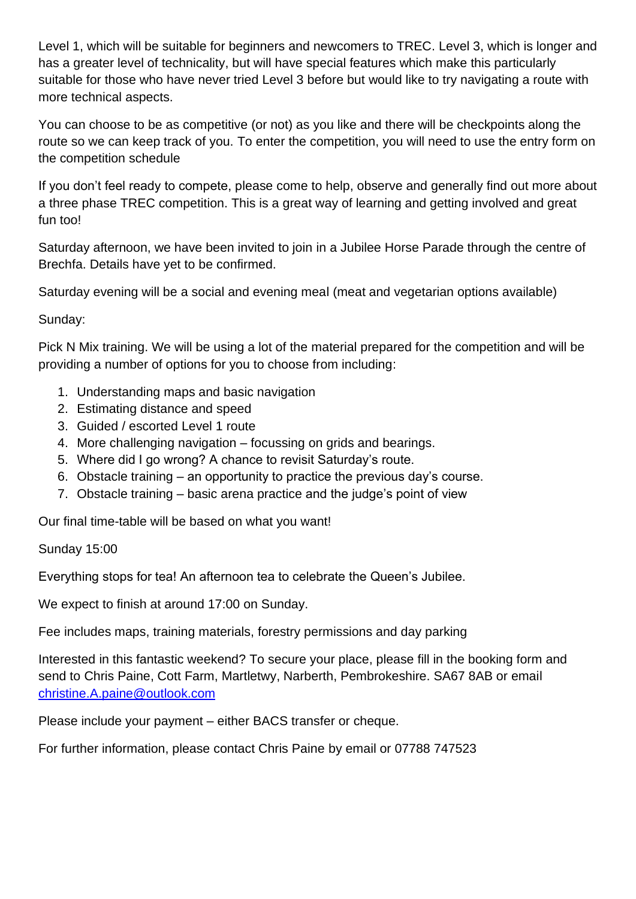Level 1, which will be suitable for beginners and newcomers to TREC. Level 3, which is longer and has a greater level of technicality, but will have special features which make this particularly suitable for those who have never tried Level 3 before but would like to try navigating a route with more technical aspects.

You can choose to be as competitive (or not) as you like and there will be checkpoints along the route so we can keep track of you. To enter the competition, you will need to use the entry form on the competition schedule

If you don't feel ready to compete, please come to help, observe and generally find out more about a three phase TREC competition. This is a great way of learning and getting involved and great fun too!

Saturday afternoon, we have been invited to join in a Jubilee Horse Parade through the centre of Brechfa. Details have yet to be confirmed.

Saturday evening will be a social and evening meal (meat and vegetarian options available)

Sunday:

Pick N Mix training. We will be using a lot of the material prepared for the competition and will be providing a number of options for you to choose from including:

1. Understanding maps and basic navigation
2. Estimating distance and speed
3. Guided / escorted Level 1 route
4. More challenging navigation – focussing on grids and bearings.
5. Where did I go wrong? A chance to revisit Saturday's route.
6. Obstacle training – an opportunity to practice the previous day's course.
7. Obstacle training – basic arena practice and the judge's point of view

Our final time-table will be based on what you want!

Sunday 15:00

Everything stops for tea! An afternoon tea to celebrate the Queen's Jubilee.

We expect to finish at around 17:00 on Sunday.

Fee includes maps, training materials, forestry permissions and day parking

Interested in this fantastic weekend? To secure your place, please fill in the booking form and send to Chris Paine, Cott Farm, Martletwy, Narberth, Pembrokeshire. SA67 8AB or email [christine.A.paine@outlook.com](mailto:christine.A.paine@outlook.com)

Please include your payment – either BACS transfer or cheque.

For further information, please contact Chris Paine by email or 07788 747523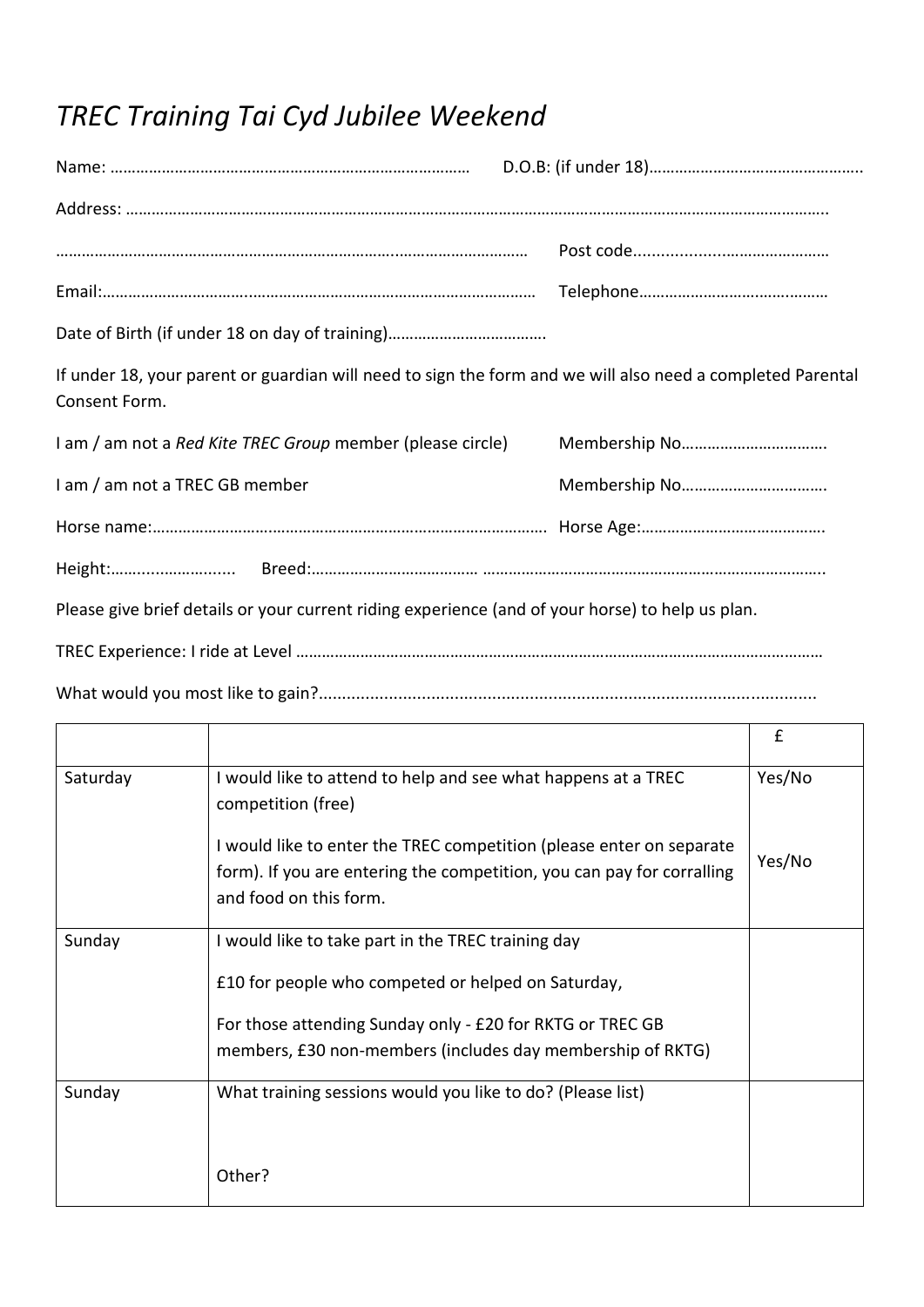# *TREC Training Tai Cyd Jubilee Weekend*

Name: ………………………………………………………………………… D.O.B: (if under 18)…………………………………………..

Address: …………………………………………………………………………………………………………………………………………..

…………………………………………………………………………………………… Post code..........................……………………

Email:…………………………..………………………………………………………… Telephone……………………………….………

Date of Birth (if under 18 on day of training)……………………………….

If under 18, your parent or guardian will need to sign the form and we will also need a completed Parental Consent Form.

I am / am not a *Red Kite TREC Group* member (please circle) Membership No…………………………….

I am / am not a TREC GB member Membership No…………………………….

Horse name:………………………………………………………………………………. Horse Age:…………………………………….

Height:…………………….... Breed:………………………………… ……………………………………………………………………..

Please give brief details or your current riding experience (and of your horse) to help us plan.

TREC Experience: I ride at Level ……………………………………………………………………………………………………………

What would you most like to gain?.........................................................................................................

| | | £ |
|---|---|---|
| Saturday | I would like to attend to help and see what happens at a TREC competition (free)<br><br>I would like to enter the TREC competition (please enter on separate form). If you are entering the competition, you can pay for corralling and food on this form. | Yes/No<br><br>Yes/No |
| Sunday | I would like to take part in the TREC training day<br><br>£10 for people who competed or helped on Saturday,<br><br>For those attending Sunday only - £20 for RKTG or TREC GB members, £30 non-members (includes day membership of RKTG) | |
| Sunday | What training sessions would you like to do? (Please list)<br><br>Other? | |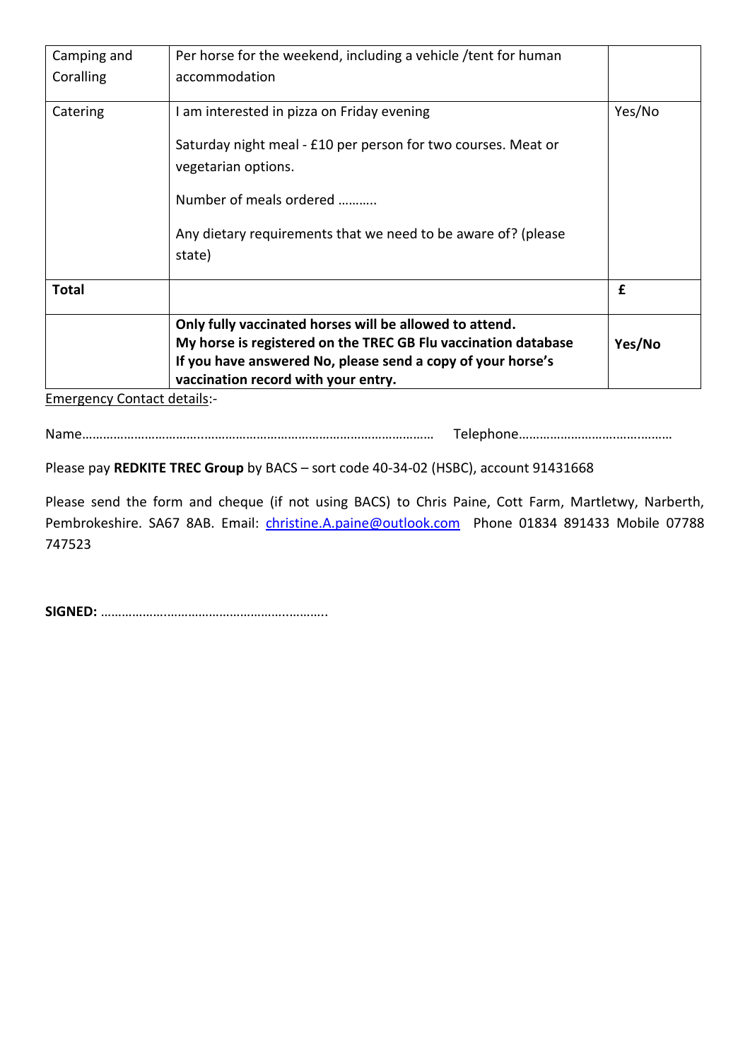| | | |
|---|---|---|
| Camping and Coralling | Per horse for the weekend, including a vehicle /tent for human accommodation | |
| Catering | I am interested in pizza on Friday evening<br><br>Saturday night meal - £10 per person for two courses. Meat or vegetarian options.<br><br>Number of meals ordered ………..<br><br>Any dietary requirements that we need to be aware of? (please state) | Yes/No |
| **Total** | | **£** |
| | **Only fully vaccinated horses will be allowed to attend.**<br>**My horse is registered on the TREC GB Flu vaccination database**<br>**If you have answered No, please send a copy of your horse's vaccination record with your entry.** | **Yes/No** |

Emergency Contact details:-

Name………………………………………………………………………………………… Telephone……………………………………

Please pay **REDKITE TREC Group** by BACS – sort code 40-34-02 (HSBC), account 91431668

Please send the form and cheque (if not using BACS) to Chris Paine, Cott Farm, Martletwy, Narberth, Pembrokeshire. SA67 8AB. Email: christine.A.paine@outlook.com Phone 01834 891433 Mobile 07788 747523

**SIGNED:** ………………………………………………………..